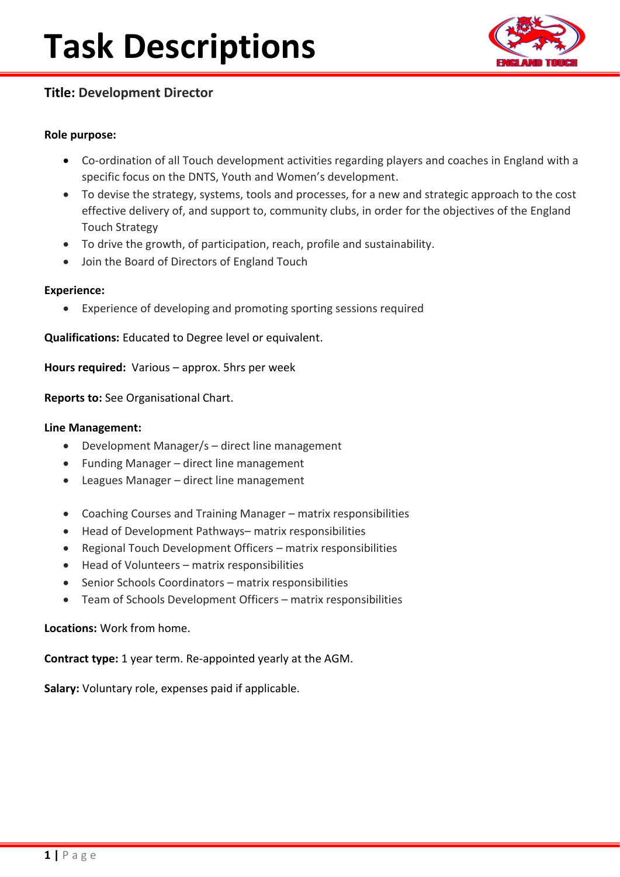# Task Descriptions

## Title: Development Director

**Role purpose:**

- Co-ordination of all Touch development activities regarding players and coaches in England with a specific focus on the DNTS, Youth and Women's development.
- To devise the strategy, systems, tools and processes, for a new and strategic approach to the cost effective delivery of, and support to, community clubs, in order for the objectives of the England Touch Strategy
- To drive the growth, of participation, reach, profile and sustainability.
- Join the Board of Directors of England Touch

**Experience:**

- Experience of developing and promoting sporting sessions required

**Qualifications:** Educated to Degree level or equivalent.

**Hours required:** Various – approx. 5hrs per week

**Reports to:** See Organisational Chart.

**Line Management:**

- Development Manager/s – direct line management
- Funding Manager – direct line management
- Leagues Manager – direct line management

- Coaching Courses and Training Manager – matrix responsibilities
- Head of Development Pathways– matrix responsibilities
- Regional Touch Development Officers – matrix responsibilities
- Head of Volunteers – matrix responsibilities
- Senior Schools Coordinators – matrix responsibilities
- Team of Schools Development Officers – matrix responsibilities

**Locations:** Work from home.

**Contract type:** 1 year term. Re-appointed yearly at the AGM.

**Salary:** Voluntary role, expenses paid if applicable.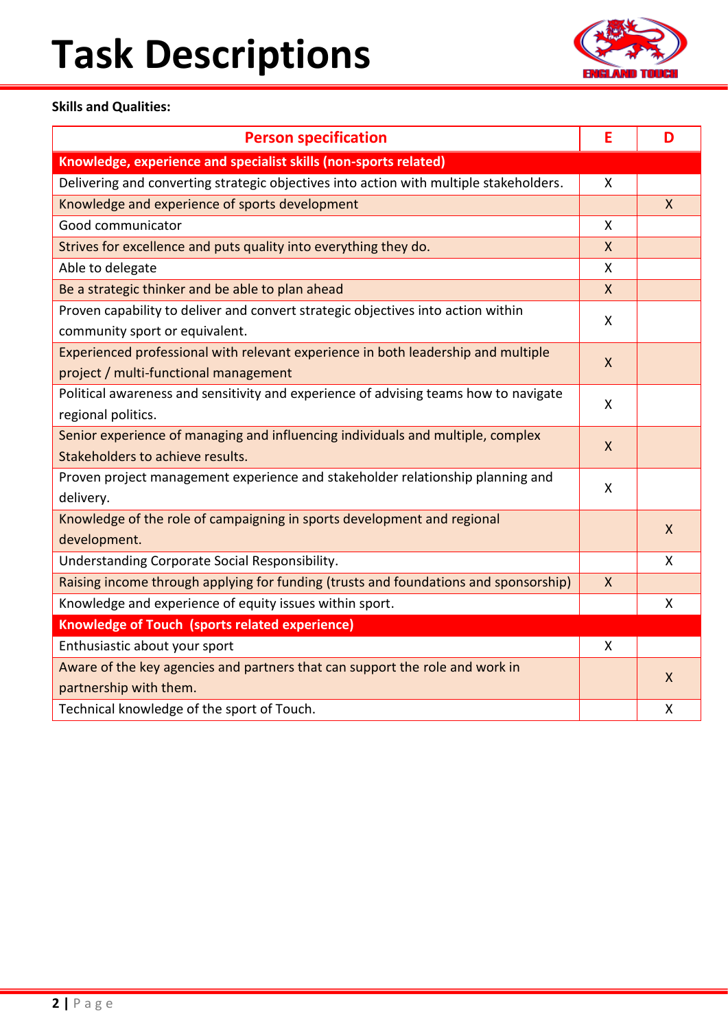# Task Descriptions

**Skills and Qualities:**

| Person specification | E | D |
|---|---|---|
| **Knowledge, experience and specialist skills (non-sports related)** | | |
| Delivering and converting strategic objectives into action with multiple stakeholders. | X | |
| Knowledge and experience of sports development | | X |
| Good communicator | X | |
| Strives for excellence and puts quality into everything they do. | X | |
| Able to delegate | X | |
| Be a strategic thinker and be able to plan ahead | X | |
| Proven capability to deliver and convert strategic objectives into action within community sport or equivalent. | X | |
| Experienced professional with relevant experience in both leadership and multiple project / multi-functional management | X | |
| Political awareness and sensitivity and experience of advising teams how to navigate regional politics. | X | |
| Senior experience of managing and influencing individuals and multiple, complex Stakeholders to achieve results. | X | |
| Proven project management experience and stakeholder relationship planning and delivery. | X | |
| Knowledge of the role of campaigning in sports development and regional development. | | X |
| Understanding Corporate Social Responsibility. | | X |
| Raising income through applying for funding (trusts and foundations and sponsorship) | X | |
| Knowledge and experience of equity issues within sport. | | X |
| **Knowledge of Touch (sports related experience)** | | |
| Enthusiastic about your sport | X | |
| Aware of the key agencies and partners that can support the role and work in partnership with them. | | X |
| Technical knowledge of the sport of Touch. | | X |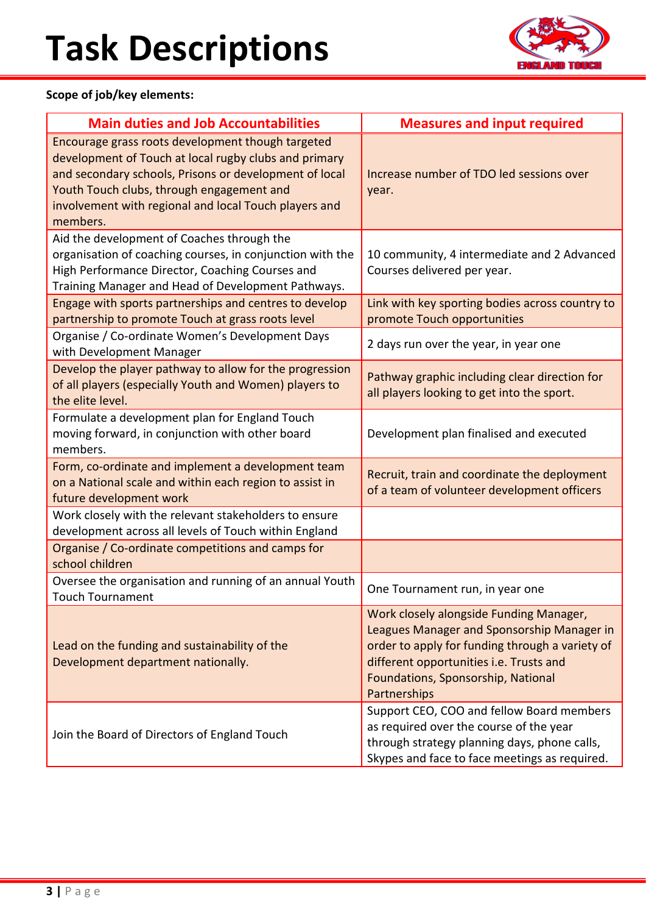# Task Descriptions

**Scope of job/key elements:**

| Main duties and Job Accountabilities | Measures and input required |
|---|---|
| Encourage grass roots development though targeted development of Touch at local rugby clubs and primary and secondary schools, Prisons or development of local Youth Touch clubs, through engagement and involvement with regional and local Touch players and members. | Increase number of TDO led sessions over year. |
| Aid the development of Coaches through the organisation of coaching courses, in conjunction with the High Performance Director, Coaching Courses and Training Manager and Head of Development Pathways. | 10 community, 4 intermediate and 2 Advanced Courses delivered per year. |
| Engage with sports partnerships and centres to develop partnership to promote Touch at grass roots level | Link with key sporting bodies across country to promote Touch opportunities |
| Organise / Co-ordinate Women's Development Days with Development Manager | 2 days run over the year, in year one |
| Develop the player pathway to allow for the progression of all players (especially Youth and Women) players to the elite level. | Pathway graphic including clear direction for all players looking to get into the sport. |
| Formulate a development plan for England Touch moving forward, in conjunction with other board members. | Development plan finalised and executed |
| Form, co-ordinate and implement a development team on a National scale and within each region to assist in future development work | Recruit, train and coordinate the deployment of a team of volunteer development officers |
| Work closely with the relevant stakeholders to ensure development across all levels of Touch within England | |
| Organise / Co-ordinate competitions and camps for school children | |
| Oversee the organisation and running of an annual Youth Touch Tournament | One Tournament run, in year one |
| Lead on the funding and sustainability of the Development department nationally. | Work closely alongside Funding Manager, Leagues Manager and Sponsorship Manager in order to apply for funding through a variety of different opportunities i.e. Trusts and Foundations, Sponsorship, National Partnerships |
| Join the Board of Directors of England Touch | Support CEO, COO and fellow Board members as required over the course of the year through strategy planning days, phone calls, Skypes and face to face meetings as required. |